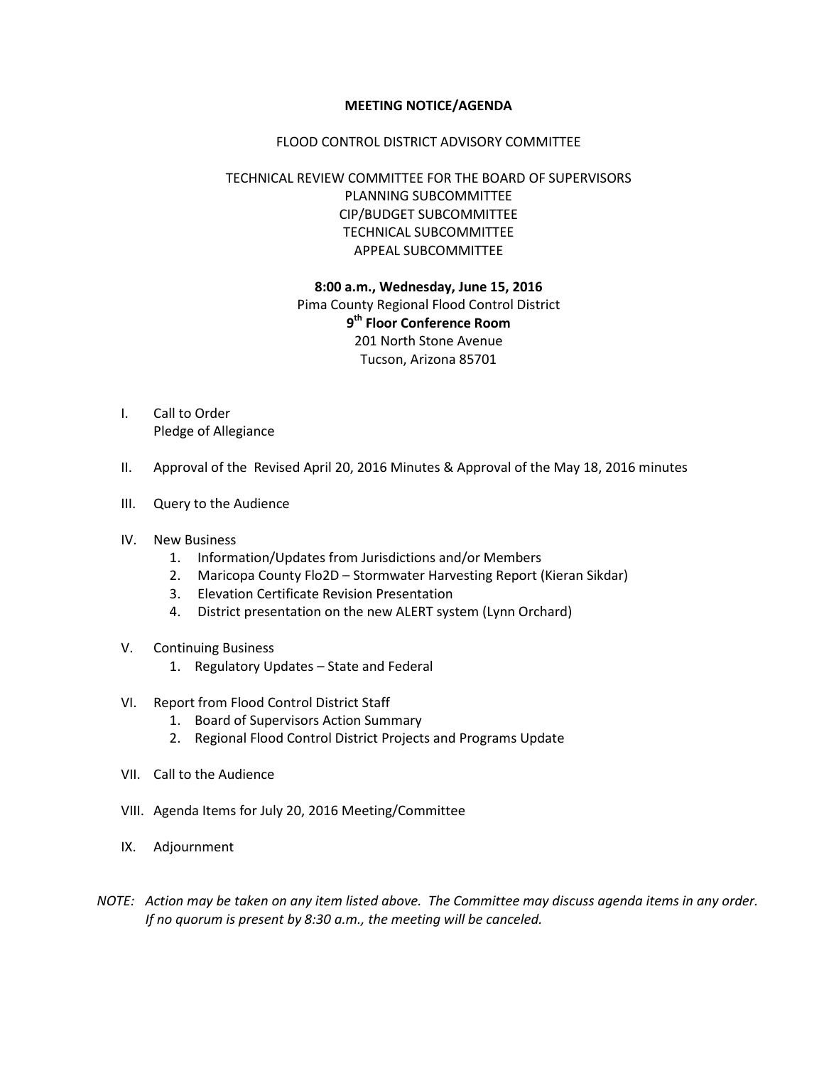# MEETING NOTICE/AGENDA

FLOOD CONTROL DISTRICT ADVISORY COMMITTEE

TECHNICAL REVIEW COMMITTEE FOR THE BOARD OF SUPERVISORS
PLANNING SUBCOMMITTEE
CIP/BUDGET SUBCOMMITTEE
TECHNICAL SUBCOMMITTEE
APPEAL SUBCOMMITTEE

**8:00 a.m., Wednesday, June 15, 2016**
Pima County Regional Flood Control District
**9th Floor Conference Room**
201 North Stone Avenue
Tucson, Arizona 85701

I. Call to Order
   Pledge of Allegiance

II. Approval of the Revised April 20, 2016 Minutes & Approval of the May 18, 2016 minutes

III. Query to the Audience

IV. New Business
   1. Information/Updates from Jurisdictions and/or Members
   2. Maricopa County Flo2D – Stormwater Harvesting Report (Kieran Sikdar)
   3. Elevation Certificate Revision Presentation
   4. District presentation on the new ALERT system (Lynn Orchard)

V. Continuing Business
   1. Regulatory Updates – State and Federal

VI. Report from Flood Control District Staff
   1. Board of Supervisors Action Summary
   2. Regional Flood Control District Projects and Programs Update

VII. Call to the Audience

VIII. Agenda Items for July 20, 2016 Meeting/Committee

IX. Adjournment

*NOTE: Action may be taken on any item listed above. The Committee may discuss agenda items in any order. If no quorum is present by 8:30 a.m., the meeting will be canceled.*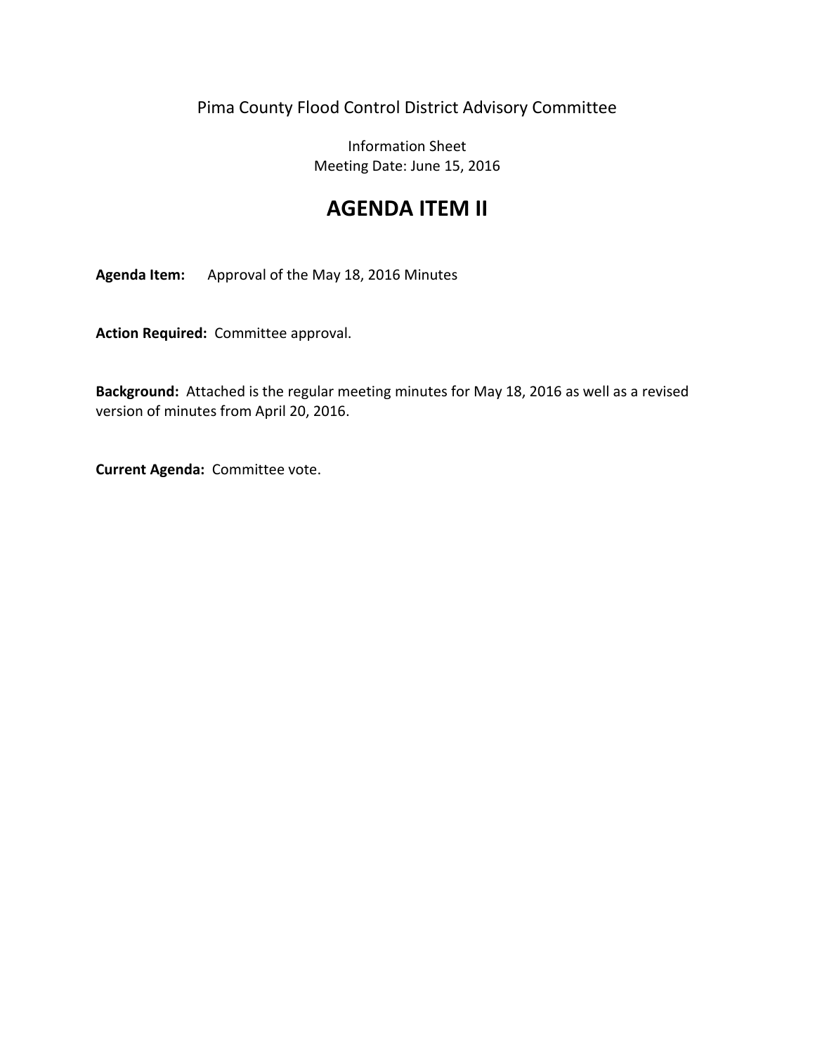Pima County Flood Control District Advisory Committee

Information Sheet
Meeting Date: June 15, 2016

# AGENDA ITEM II

**Agenda Item:** Approval of the May 18, 2016 Minutes

**Action Required:** Committee approval.

**Background:** Attached is the regular meeting minutes for May 18, 2016 as well as a revised version of minutes from April 20, 2016.

**Current Agenda:** Committee vote.